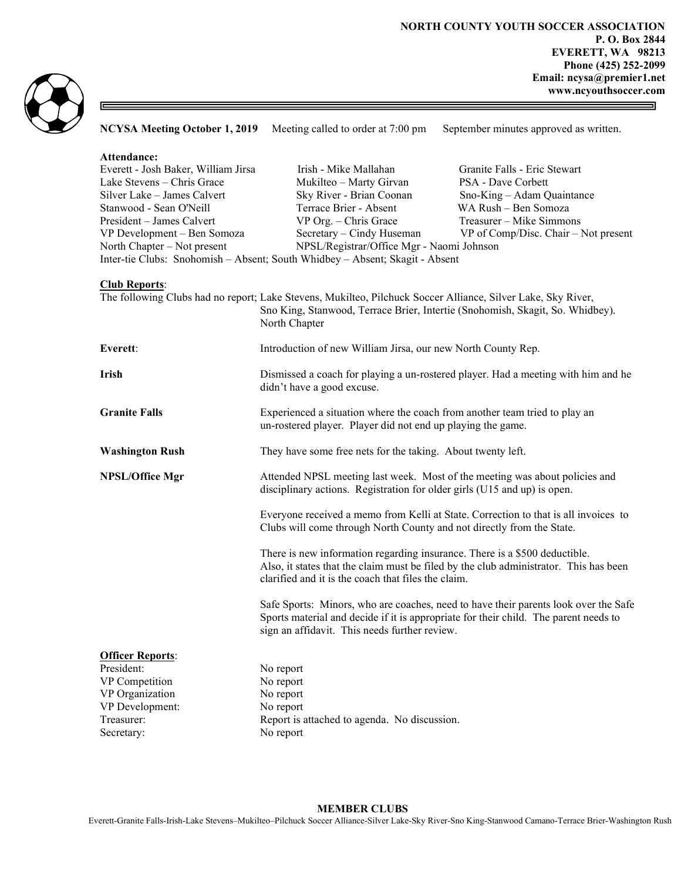**NORTH COUNTY YOUTH SOCCER ASSOCIATION**
**P. O. Box 2844**
**EVERETT, WA 98213**
**Phone (425) 252-2099**
**Email: ncysa@premier1.net**
**www.ncyouthsoccer.com**

**NCYSA Meeting October 1, 2019** Meeting called to order at 7:00 pm September minutes approved as written.

**Attendance:**

| | | |
|---|---|---|
| Everett - Josh Baker, William Jirsa | Irish - Mike Mallahan | Granite Falls - Eric Stewart |
| Lake Stevens – Chris Grace | Mukilteo – Marty Girvan | PSA - Dave Corbett |
| Silver Lake – James Calvert | Sky River - Brian Coonan | Sno-King – Adam Quaintance |
| Stanwood - Sean O'Neill | Terrace Brier - Absent | WA Rush – Ben Somoza |
| President – James Calvert | VP Org. – Chris Grace | Treasurer – Mike Simmons |
| VP Development – Ben Somoza | Secretary – Cindy Huseman | VP of Comp/Disc. Chair – Not present |
| North Chapter – Not present | NPSL/Registrar/Office Mgr - Naomi Johnson | |

Inter-tie Clubs: Snohomish – Absent; South Whidbey – Absent; Skagit - Absent

**Club Reports**:

The following Clubs had no report; Lake Stevens, Mukilteo, Pilchuck Soccer Alliance, Silver Lake, Sky River, Sno King, Stanwood, Terrace Brier, Intertie (Snohomish, Skagit, So. Whidbey). North Chapter

**Everett**: Introduction of new William Jirsa, our new North County Rep.

**Irish** Dismissed a coach for playing a un-rostered player. Had a meeting with him and he didn't have a good excuse.

**Granite Falls** Experienced a situation where the coach from another team tried to play an un-rostered player. Player did not end up playing the game.

**Washington Rush** They have some free nets for the taking. About twenty left.

**NPSL/Office Mgr** Attended NPSL meeting last week. Most of the meeting was about policies and disciplinary actions. Registration for older girls (U15 and up) is open.

Everyone received a memo from Kelli at State. Correction to that is all invoices to Clubs will come through North County and not directly from the State.

There is new information regarding insurance. There is a $500 deductible. Also, it states that the claim must be filed by the club administrator. This has been clarified and it is the coach that files the claim.

Safe Sports: Minors, who are coaches, need to have their parents look over the Safe Sports material and decide if it is appropriate for their child. The parent needs to sign an affidavit. This needs further review.

**Officer Reports**:

| | |
|---|---|
| President: | No report |
| VP Competition | No report |
| VP Organization | No report |
| VP Development: | No report |
| Treasurer: | Report is attached to agenda. No discussion. |
| Secretary: | No report |

**MEMBER CLUBS**

Everett-Granite Falls-Irish-Lake Stevens–Mukilteo–Pilchuck Soccer Alliance-Silver Lake-Sky River-Sno King-Stanwood Camano-Terrace Brier-Washington Rush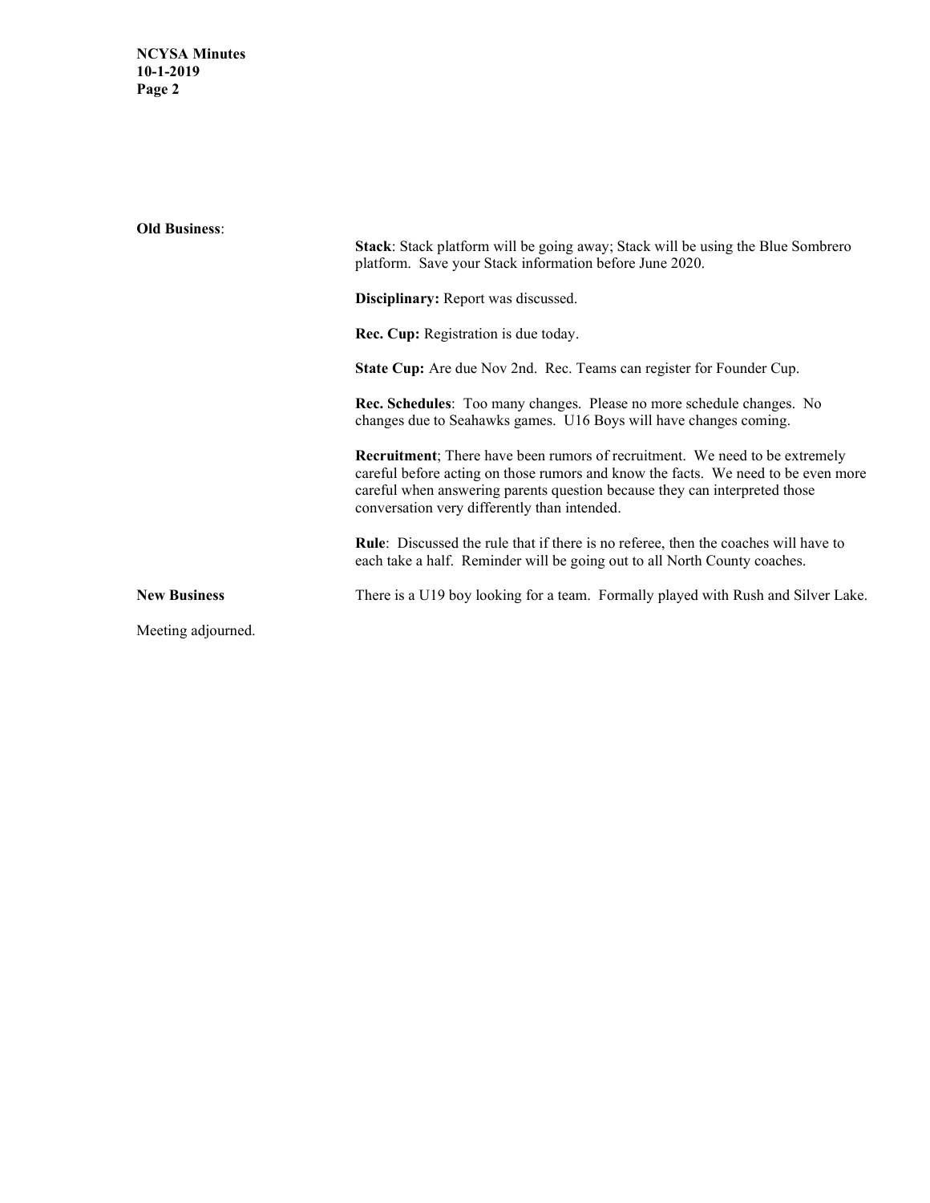**Old Business**:

**Stack**: Stack platform will be going away; Stack will be using the Blue Sombrero platform. Save your Stack information before June 2020.

**Disciplinary:** Report was discussed.

**Rec. Cup:** Registration is due today.

**State Cup:** Are due Nov 2nd. Rec. Teams can register for Founder Cup.

**Rec. Schedules**: Too many changes. Please no more schedule changes. No changes due to Seahawks games. U16 Boys will have changes coming.

**Recruitment**; There have been rumors of recruitment. We need to be extremely careful before acting on those rumors and know the facts. We need to be even more careful when answering parents question because they can interpreted those conversation very differently than intended.

**Rule**: Discussed the rule that if there is no referee, then the coaches will have to each take a half. Reminder will be going out to all North County coaches.

**New Business**

There is a U19 boy looking for a team. Formally played with Rush and Silver Lake.

Meeting adjourned.